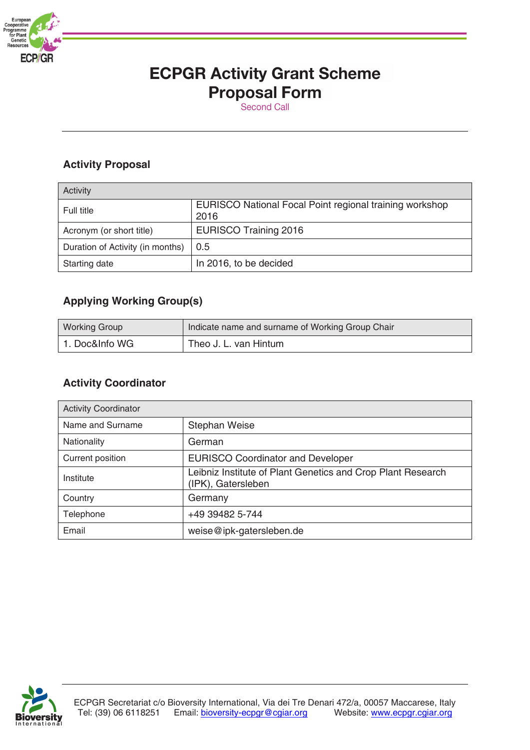# ECPGR Activity Grant Scheme Proposal Form

Second Call

## Activity Proposal

| Activity | |
|---|---|
| Full title | EURISCO National Focal Point regional training workshop 2016 |
| Acronym (or short title) | EURISCO Training 2016 |
| Duration of Activity (in months) | 0.5 |
| Starting date | In 2016, to be decided |

## Applying Working Group(s)

| Working Group | Indicate name and surname of Working Group Chair |
|---|---|
| 1. Doc&Info WG | Theo J. L. van Hintum |

## Activity Coordinator

| Activity Coordinator | |
|---|---|
| Name and Surname | Stephan Weise |
| Nationality | German |
| Current position | EURISCO Coordinator and Developer |
| Institute | Leibniz Institute of Plant Genetics and Crop Plant Research (IPK), Gatersleben |
| Country | Germany |
| Telephone | +49 39482 5-744 |
| Email | weise@ipk-gatersleben.de |

ECPGR Secretariat c/o Bioversity International, Via dei Tre Denari 472/a, 00057 Maccarese, Italy
Tel: (39) 06 6118251 Email: bioversity-ecpgr@cgiar.org Website: www.ecpgr.cgiar.org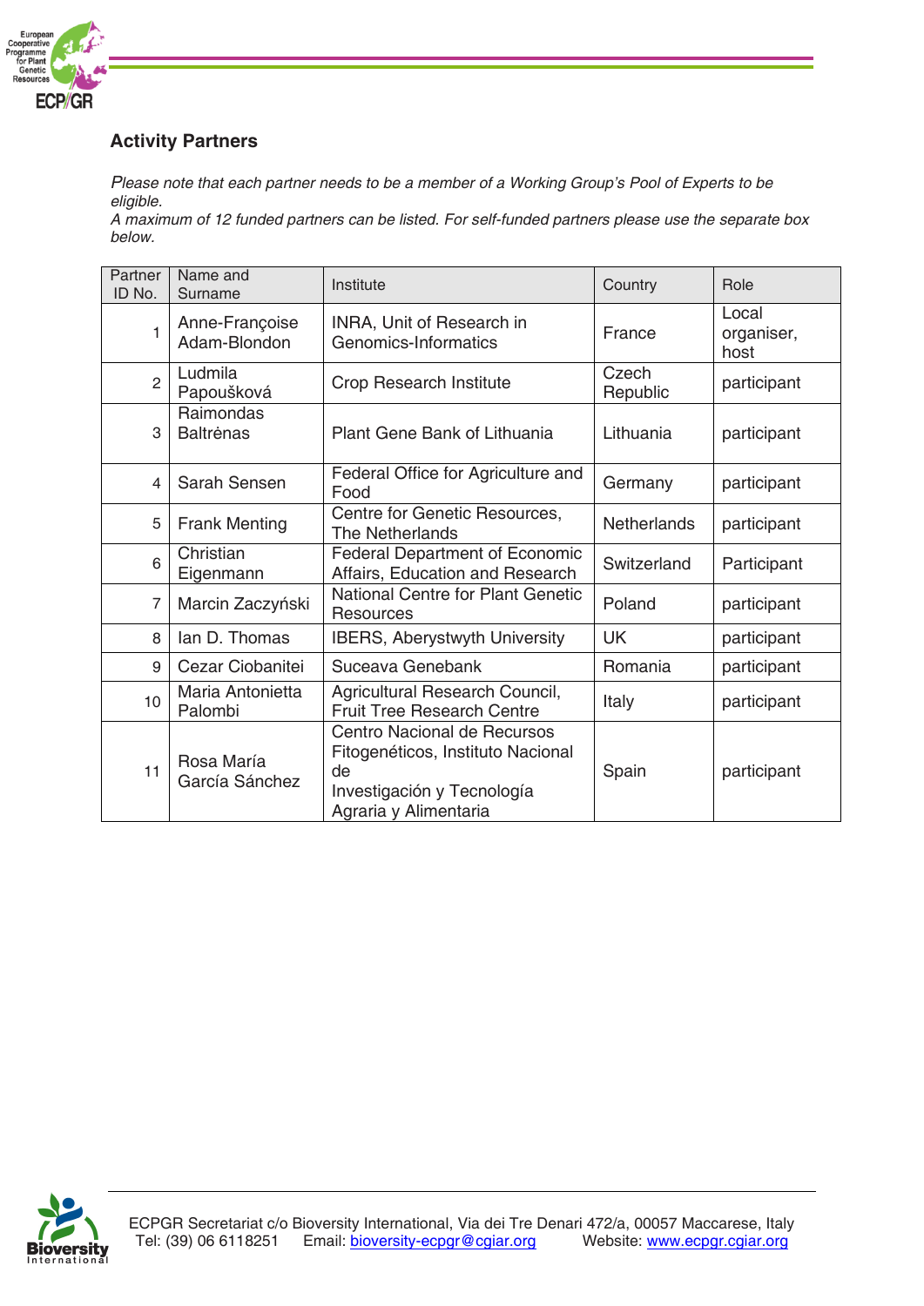## Activity Partners

*Please note that each partner needs to be a member of a Working Group's Pool of Experts to be eligible.*
*A maximum of 12 funded partners can be listed. For self-funded partners please use the separate box below.*

| Partner ID No. | Name and Surname | Institute | Country | Role |
|---|---|---|---|---|
| 1 | Anne-Françoise Adam-Blondon | INRA, Unit of Research in Genomics-Informatics | France | Local organiser, host |
| 2 | Ludmila Papoušková | Crop Research Institute | Czech Republic | participant |
| 3 | Raimondas Baltrėnas | Plant Gene Bank of Lithuania | Lithuania | participant |
| 4 | Sarah Sensen | Federal Office for Agriculture and Food | Germany | participant |
| 5 | Frank Menting | Centre for Genetic Resources, The Netherlands | Netherlands | participant |
| 6 | Christian Eigenmann | Federal Department of Economic Affairs, Education and Research | Switzerland | Participant |
| 7 | Marcin Zaczyński | National Centre for Plant Genetic Resources | Poland | participant |
| 8 | Ian D. Thomas | IBERS, Aberystwyth University | UK | participant |
| 9 | Cezar Ciobanitei | Suceava Genebank | Romania | participant |
| 10 | Maria Antonietta Palombi | Agricultural Research Council, Fruit Tree Research Centre | Italy | participant |
| 11 | Rosa María García Sánchez | Centro Nacional de Recursos Fitogenéticos, Instituto Nacional de Investigación y Tecnología Agraria y Alimentaria | Spain | participant |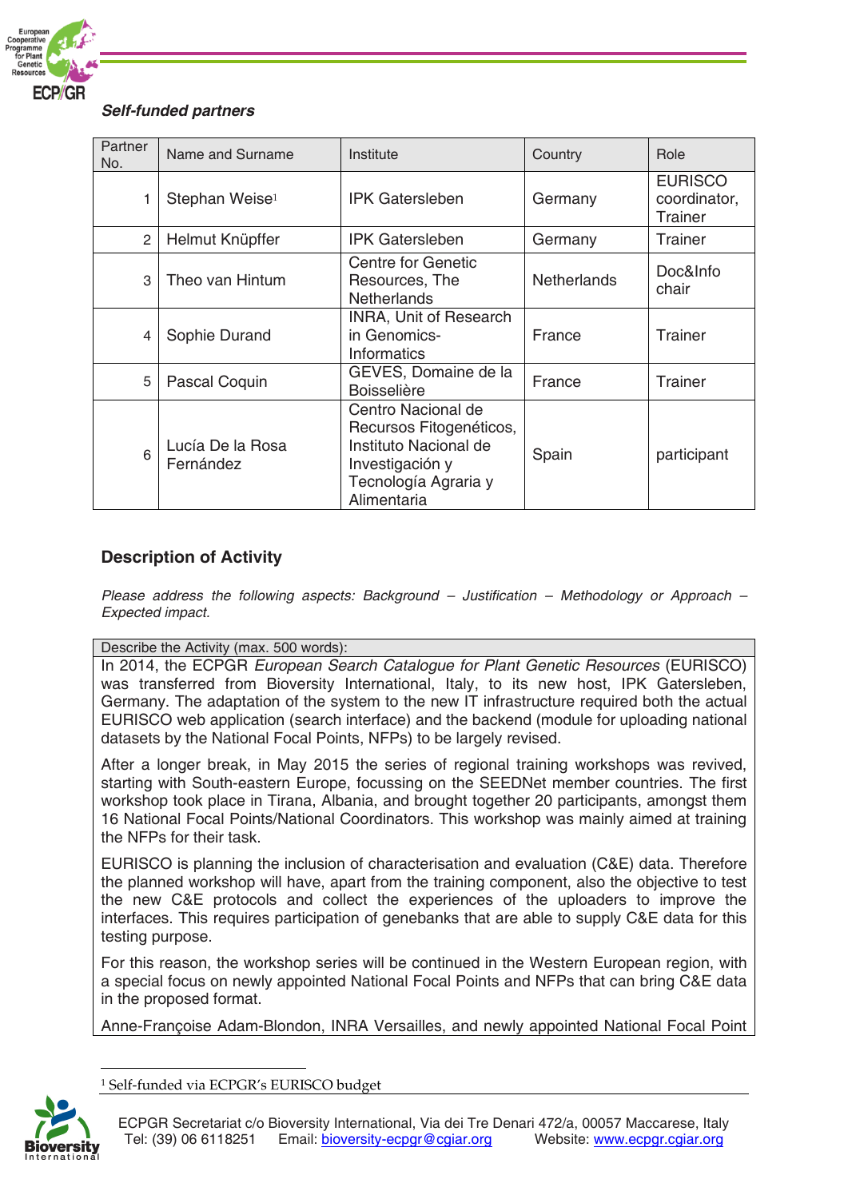***Self-funded partners***

| Partner No. | Name and Surname | Institute | Country | Role |
|---|---|---|---|---|
| 1 | Stephan Weise[1] | IPK Gatersleben | Germany | EURISCO coordinator, Trainer |
| 2 | Helmut Knüpffer | IPK Gatersleben | Germany | Trainer |
| 3 | Theo van Hintum | Centre for Genetic Resources, The Netherlands | Netherlands | Doc&Info chair |
| 4 | Sophie Durand | INRA, Unit of Research in Genomics-Informatics | France | Trainer |
| 5 | Pascal Coquin | GEVES, Domaine de la Boisselière | France | Trainer |
| 6 | Lucía De la Rosa Fernández | Centro Nacional de Recursos Fitogenéticos, Instituto Nacional de Investigación y Tecnología Agraria y Alimentaria | Spain | participant |

## Description of Activity

*Please address the following aspects: Background – Justification – Methodology or Approach – Expected impact.*

Describe the Activity (max. 500 words):

In 2014, the ECPGR *European Search Catalogue for Plant Genetic Resources* (EURISCO) was transferred from Bioversity International, Italy, to its new host, IPK Gatersleben, Germany. The adaptation of the system to the new IT infrastructure required both the actual EURISCO web application (search interface) and the backend (module for uploading national datasets by the National Focal Points, NFPs) to be largely revised.

After a longer break, in May 2015 the series of regional training workshops was revived, starting with South-eastern Europe, focussing on the SEEDNet member countries. The first workshop took place in Tirana, Albania, and brought together 20 participants, amongst them 16 National Focal Points/National Coordinators. This workshop was mainly aimed at training the NFPs for their task.

EURISCO is planning the inclusion of characterisation and evaluation (C&E) data. Therefore the planned workshop will have, apart from the training component, also the objective to test the new C&E protocols and collect the experiences of the uploaders to improve the interfaces. This requires participation of genebanks that are able to supply C&E data for this testing purpose.

For this reason, the workshop series will be continued in the Western European region, with a special focus on newly appointed National Focal Points and NFPs that can bring C&E data in the proposed format.

Anne-Françoise Adam-Blondon, INRA Versailles, and newly appointed National Focal Point

[1] Self-funded via ECPGR's EURISCO budget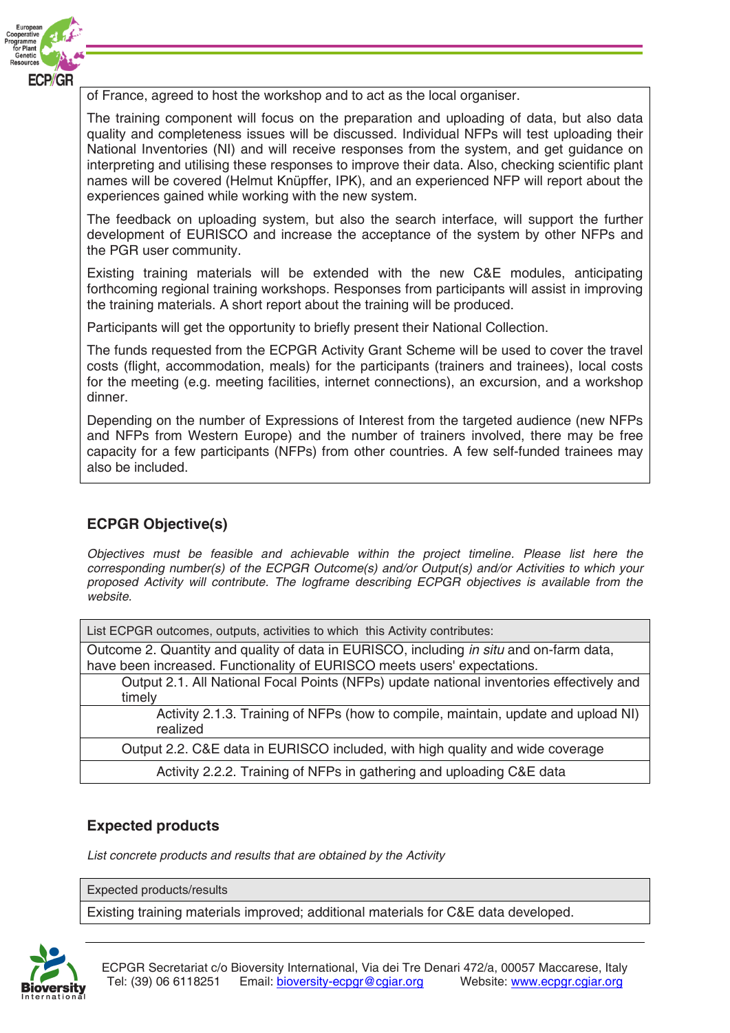of France, agreed to host the workshop and to act as the local organiser.

The training component will focus on the preparation and uploading of data, but also data quality and completeness issues will be discussed. Individual NFPs will test uploading their National Inventories (NI) and will receive responses from the system, and get guidance on interpreting and utilising these responses to improve their data. Also, checking scientific plant names will be covered (Helmut Knüpffer, IPK), and an experienced NFP will report about the experiences gained while working with the new system.

The feedback on uploading system, but also the search interface, will support the further development of EURISCO and increase the acceptance of the system by other NFPs and the PGR user community.

Existing training materials will be extended with the new C&E modules, anticipating forthcoming regional training workshops. Responses from participants will assist in improving the training materials. A short report about the training will be produced.

Participants will get the opportunity to briefly present their National Collection.

The funds requested from the ECPGR Activity Grant Scheme will be used to cover the travel costs (flight, accommodation, meals) for the participants (trainers and trainees), local costs for the meeting (e.g. meeting facilities, internet connections), an excursion, and a workshop dinner.

Depending on the number of Expressions of Interest from the targeted audience (new NFPs and NFPs from Western Europe) and the number of trainers involved, there may be free capacity for a few participants (NFPs) from other countries. A few self-funded trainees may also be included.

## ECPGR Objective(s)

*Objectives must be feasible and achievable within the project timeline. Please list here the corresponding number(s) of the ECPGR Outcome(s) and/or Output(s) and/or Activities to which your proposed Activity will contribute. The logframe describing ECPGR objectives is available from the website.*

| List ECPGR outcomes, outputs, activities to which this Activity contributes: |
|---|
| Outcome 2. Quantity and quality of data in EURISCO, including *in situ* and on-farm data, have been increased. Functionality of EURISCO meets users' expectations. |
| Output 2.1. All National Focal Points (NFPs) update national inventories effectively and timely |
| Activity 2.1.3. Training of NFPs (how to compile, maintain, update and upload NI) realized |
| Output 2.2. C&E data in EURISCO included, with high quality and wide coverage |
| Activity 2.2.2. Training of NFPs in gathering and uploading C&E data |

## Expected products

*List concrete products and results that are obtained by the Activity*

| Expected products/results |
|---|
| Existing training materials improved; additional materials for C&E data developed. |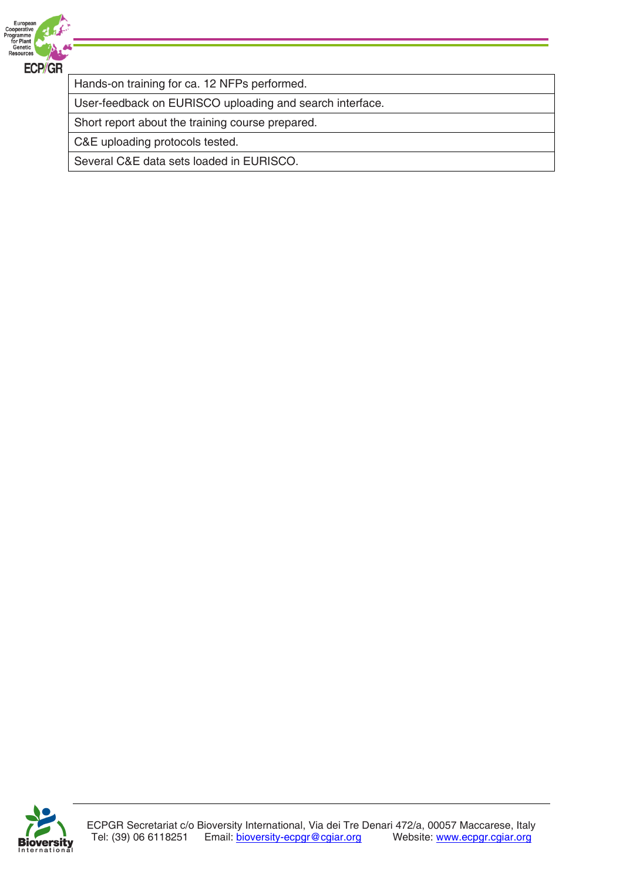| Hands-on training for ca. 12 NFPs performed. |
|---|
| User-feedback on EURISCO uploading and search interface. |
| Short report about the training course prepared. |
| C&E uploading protocols tested. |
| Several C&E data sets loaded in EURISCO. |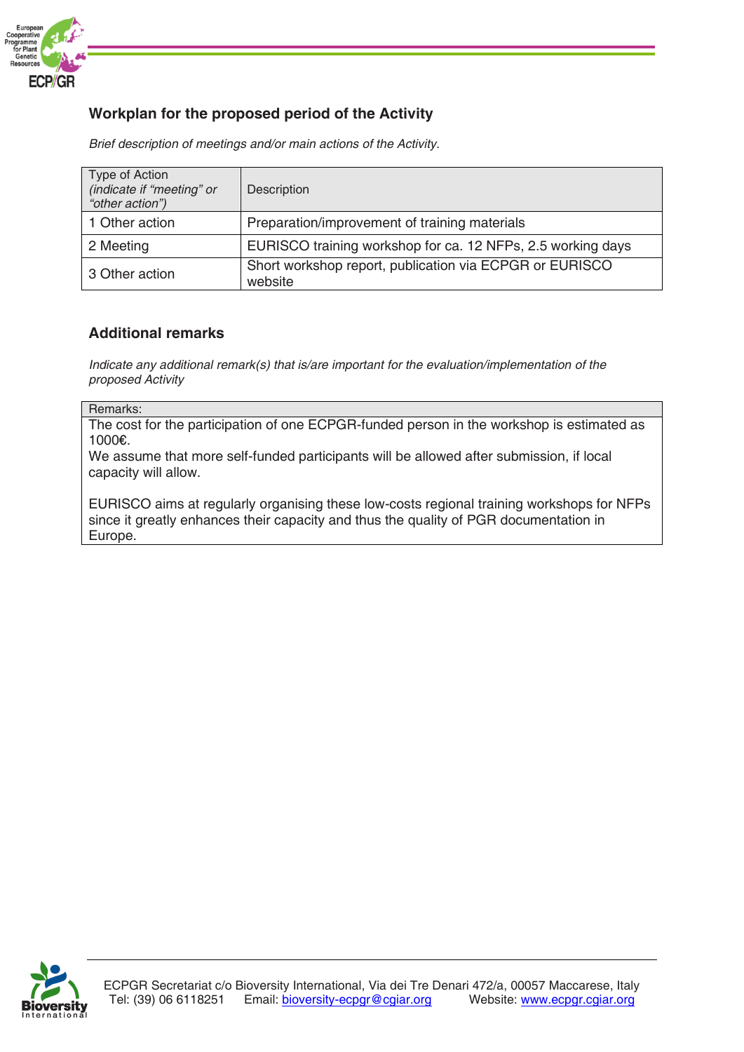## Workplan for the proposed period of the Activity

*Brief description of meetings and/or main actions of the Activity.*

| Type of Action *(indicate if "meeting" or "other action")* | Description |
|---|---|
| 1 Other action | Preparation/improvement of training materials |
| 2 Meeting | EURISCO training workshop for ca. 12 NFPs, 2.5 working days |
| 3 Other action | Short workshop report, publication via ECPGR or EURISCO website |

## Additional remarks

*Indicate any additional remark(s) that is/are important for the evaluation/implementation of the proposed Activity*

| Remarks: |
|---|
| The cost for the participation of one ECPGR-funded person in the workshop is estimated as 1000€. We assume that more self-funded participants will be allowed after submission, if local capacity will allow. EURISCO aims at regularly organising these low-costs regional training workshops for NFPs since it greatly enhances their capacity and thus the quality of PGR documentation in Europe. |